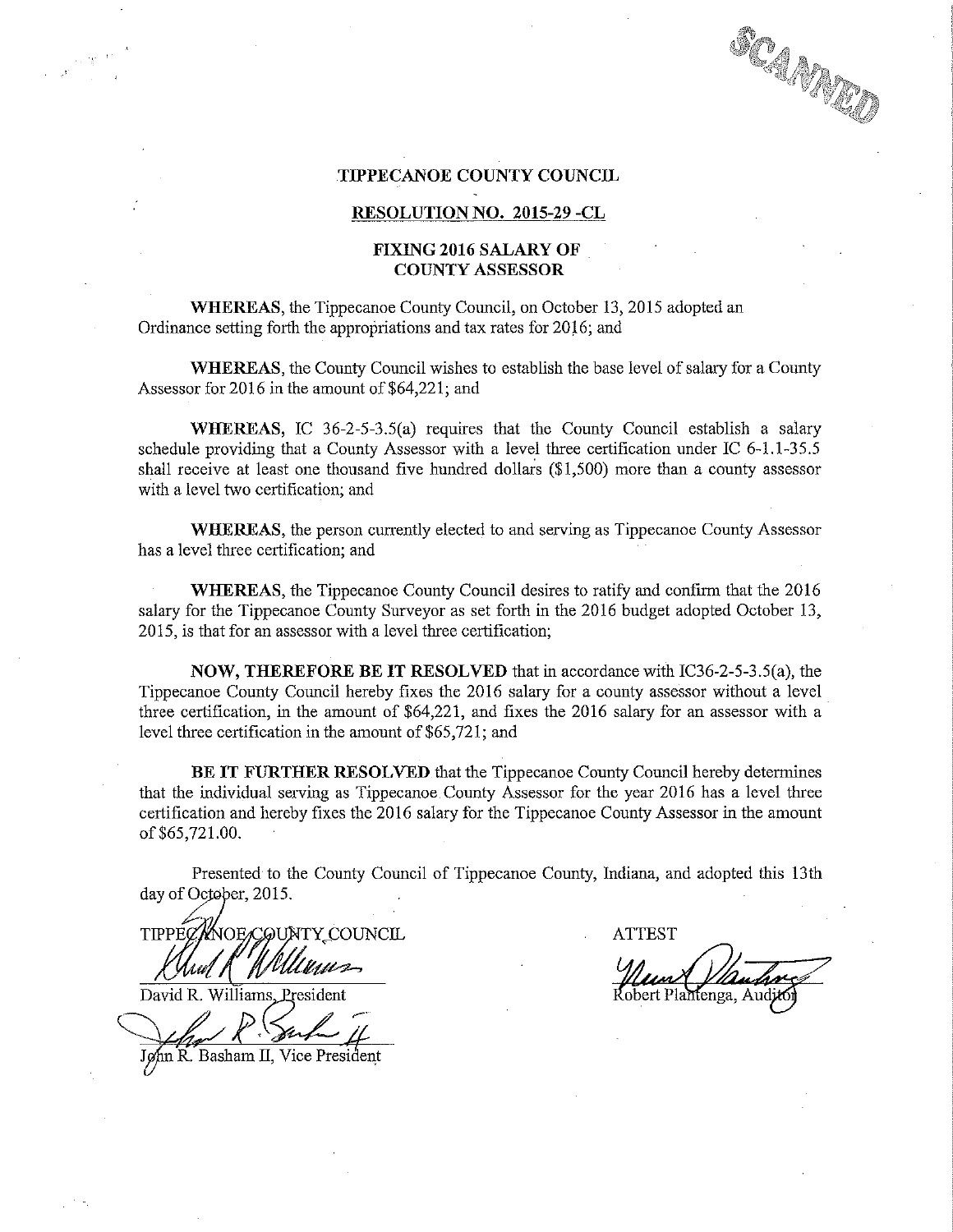# TIPPECANOE COUNTY COUNCIL

## RESOLUTION NO. 2015-29 -CL

### FIXING 2016 SALARY OF COUNTY ASSESSOR

**WHEREAS**, the Tippecanoe County Council, on October 13, 2015 adopted an Ordinance setting forth the appropriations and tax rates for 2016; and

**WHEREAS**, the County Council wishes to establish the base level of salary for a County Assessor for 2016 in the amount of $64,221; and

**WHEREAS**, IC 36-2-5-3.5(a) requires that the County Council establish a salary schedule providing that a County Assessor with a level three certification under IC 6-1.1-35.5 shall receive at least one thousand five hundred dollars ($1,500) more than a county assessor with a level two certification; and

**WHEREAS**, the person currently elected to and serving as Tippecanoe County Assessor has a level three certification; and

**WHEREAS**, the Tippecanoe County Council desires to ratify and confirm that the 2016 salary for the Tippecanoe County Surveyor as set forth in the 2016 budget adopted October 13, 2015, is that for an assessor with a level three certification;

**NOW, THEREFORE BE IT RESOLVED** that in accordance with IC36-2-5-3.5(a), the Tippecanoe County Council hereby fixes the 2016 salary for a county assessor without a level three certification, in the amount of $64,221, and fixes the 2016 salary for an assessor with a level three certification in the amount of $65,721; and

**BE IT FURTHER RESOLVED** that the Tippecanoe County Council hereby determines that the individual serving as Tippecanoe County Assessor for the year 2016 has a level three certification and hereby fixes the 2016 salary for the Tippecanoe County Assessor in the amount of $65,721.00.

Presented to the County Council of Tippecanoe County, Indiana, and adopted this 13th day of October, 2015.

TIPPECANOE COUNTY COUNCIL

David R. Williams, President

John R. Basham II, Vice President

ATTEST

Robert Plantenga, Auditor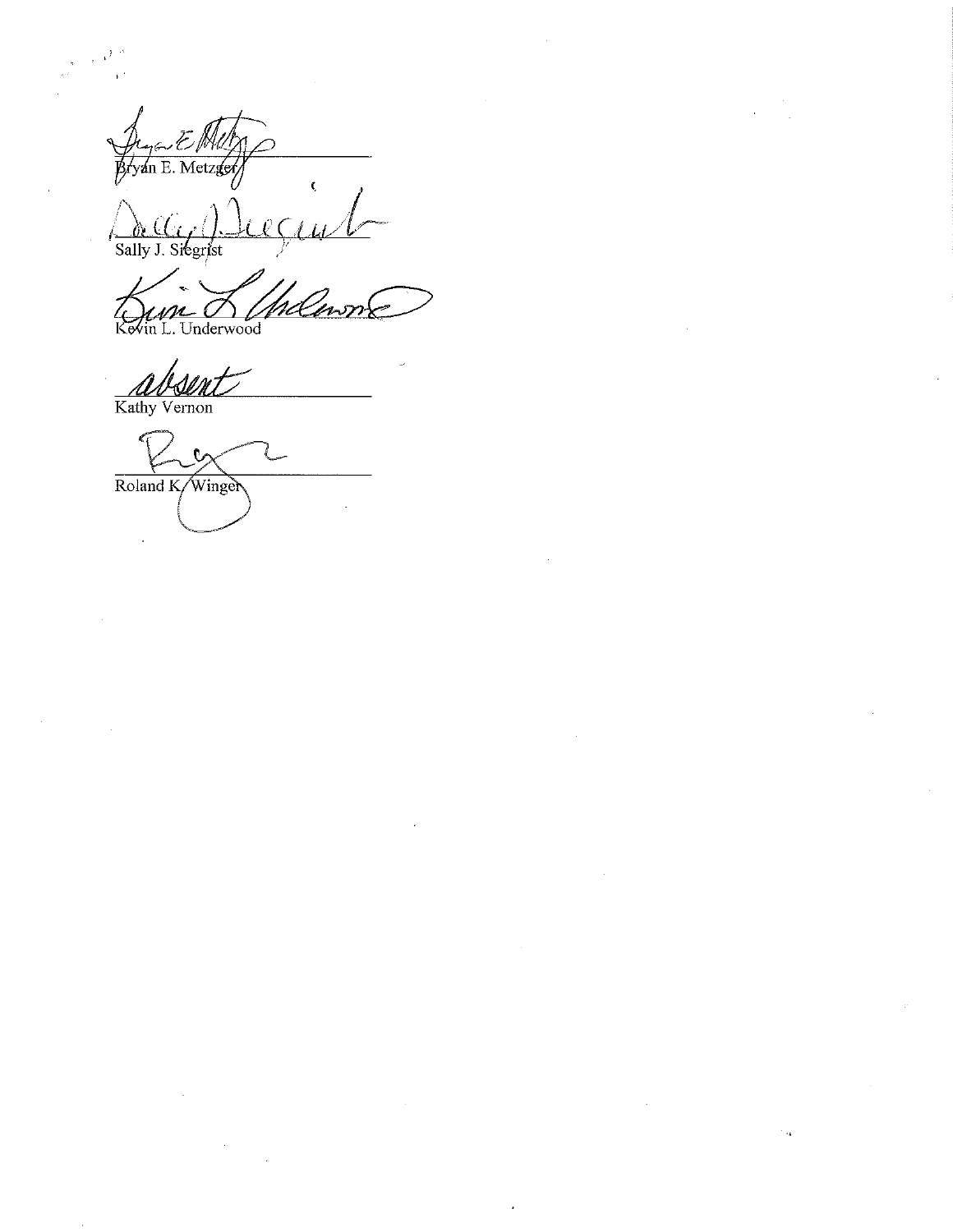Bryan E. Metzger

Sally J. Siegrist

Kevin L. Underwood

absent

Kathy Vernon

Roland K. Winger